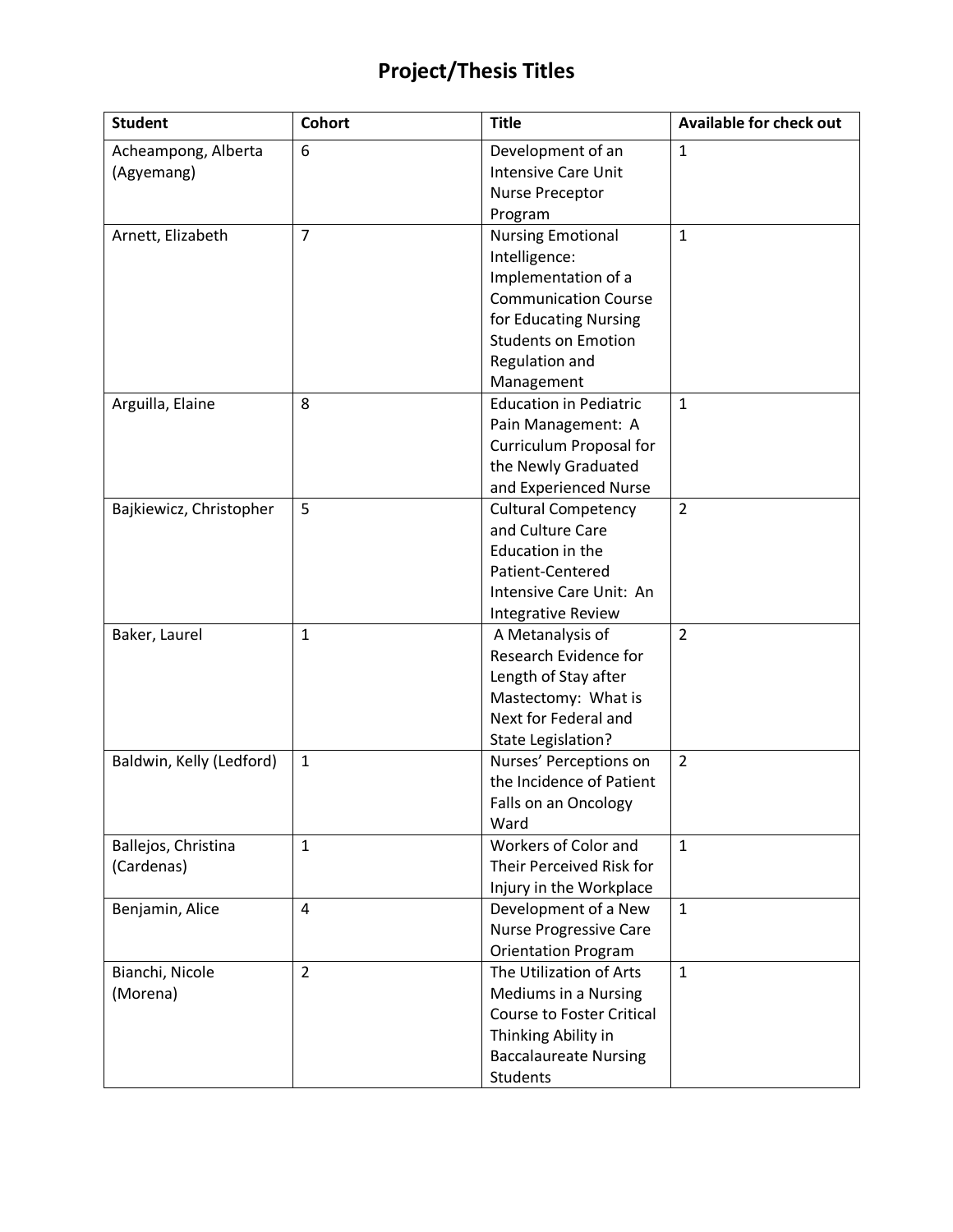# Project/Thesis Titles

| Student | Cohort | Title | Available for check out |
| --- | --- | --- | --- |
| Acheampong, Alberta (Agyemang) | 6 | Development of an Intensive Care Unit Nurse Preceptor Program | 1 |
| Arnett, Elizabeth | 7 | Nursing Emotional Intelligence: Implementation of a Communication Course for Educating Nursing Students on Emotion Regulation and Management | 1 |
| Arguilla, Elaine | 8 | Education in Pediatric Pain Management: A Curriculum Proposal for the Newly Graduated and Experienced Nurse | 1 |
| Bajkiewicz, Christopher | 5 | Cultural Competency and Culture Care Education in the Patient-Centered Intensive Care Unit: An Integrative Review | 2 |
| Baker, Laurel | 1 | A Metanalysis of Research Evidence for Length of Stay after Mastectomy: What is Next for Federal and State Legislation? | 2 |
| Baldwin, Kelly (Ledford) | 1 | Nurses' Perceptions on the Incidence of Patient Falls on an Oncology Ward | 2 |
| Ballejos, Christina (Cardenas) | 1 | Workers of Color and Their Perceived Risk for Injury in the Workplace | 1 |
| Benjamin, Alice | 4 | Development of a New Nurse Progressive Care Orientation Program | 1 |
| Bianchi, Nicole (Morena) | 2 | The Utilization of Arts Mediums in a Nursing Course to Foster Critical Thinking Ability in Baccalaureate Nursing Students | 1 |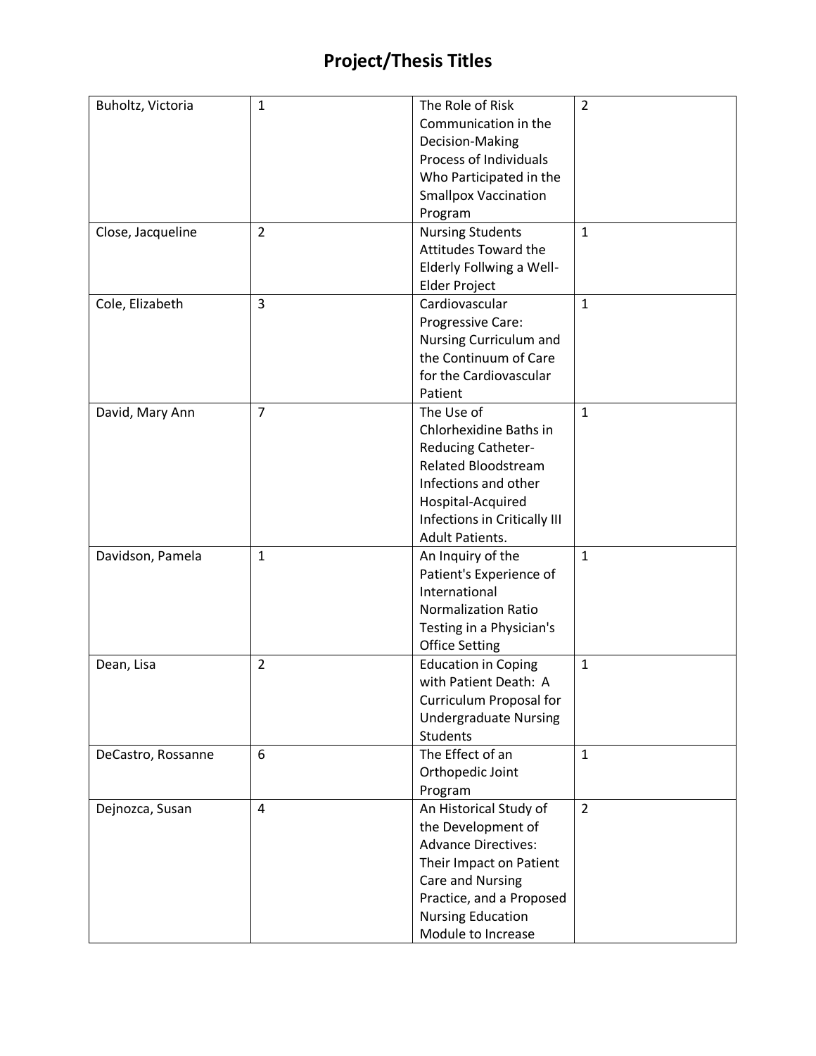# Project/Thesis Titles

| | | | |
|---|---|---|---|
| Buholtz, Victoria | 1 | The Role of Risk Communication in the Decision-Making Process of Individuals Who Participated in the Smallpox Vaccination Program | 2 |
| Close, Jacqueline | 2 | Nursing Students Attitudes Toward the Elderly Follwing a Well-Elder Project | 1 |
| Cole, Elizabeth | 3 | Cardiovascular Progressive Care: Nursing Curriculum and the Continuum of Care for the Cardiovascular Patient | 1 |
| David, Mary Ann | 7 | The Use of Chlorhexidine Baths in Reducing Catheter-Related Bloodstream Infections and other Hospital-Acquired Infections in Critically Ill Adult Patients. | 1 |
| Davidson, Pamela | 1 | An Inquiry of the Patient's Experience of International Normalization Ratio Testing in a Physician's Office Setting | 1 |
| Dean, Lisa | 2 | Education in Coping with Patient Death: A Curriculum Proposal for Undergraduate Nursing Students | 1 |
| DeCastro, Rossanne | 6 | The Effect of an Orthopedic Joint Program | 1 |
| Dejnozca, Susan | 4 | An Historical Study of the Development of Advance Directives: Their Impact on Patient Care and Nursing Practice, and a Proposed Nursing Education Module to Increase | 2 |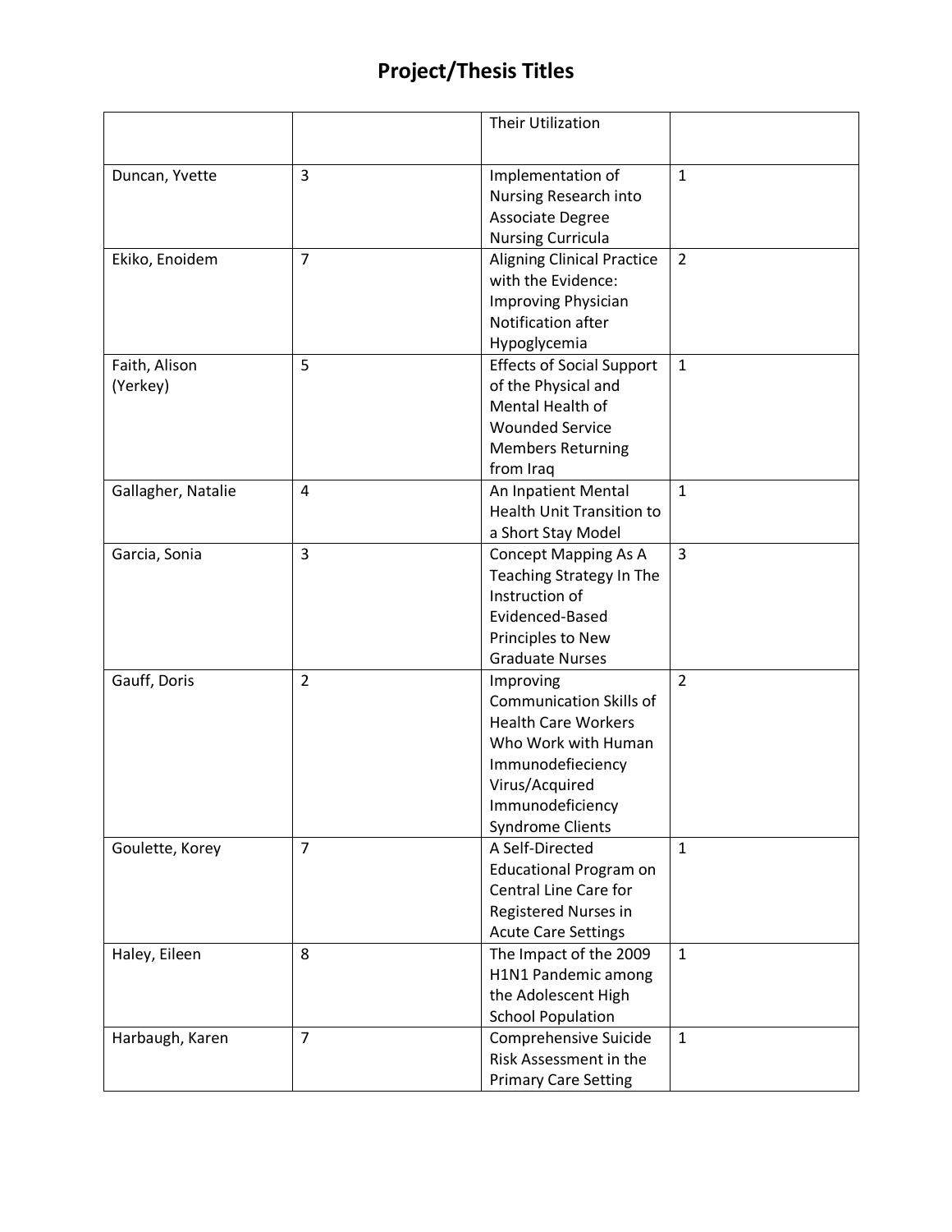# Project/Thesis Titles

| | | | |
|---|---|---|---|
| | | Their Utilization | |
| Duncan, Yvette | 3 | Implementation of Nursing Research into Associate Degree Nursing Curricula | 1 |
| Ekiko, Enoidem | 7 | Aligning Clinical Practice with the Evidence: Improving Physician Notification after Hypoglycemia | 2 |
| Faith, Alison (Yerkey) | 5 | Effects of Social Support of the Physical and Mental Health of Wounded Service Members Returning from Iraq | 1 |
| Gallagher, Natalie | 4 | An Inpatient Mental Health Unit Transition to a Short Stay Model | 1 |
| Garcia, Sonia | 3 | Concept Mapping As A Teaching Strategy In The Instruction of Evidenced-Based Principles to New Graduate Nurses | 3 |
| Gauff, Doris | 2 | Improving Communication Skills of Health Care Workers Who Work with Human Immunodefieciency Virus/Acquired Immunodeficiency Syndrome Clients | 2 |
| Goulette, Korey | 7 | A Self-Directed Educational Program on Central Line Care for Registered Nurses in Acute Care Settings | 1 |
| Haley, Eileen | 8 | The Impact of the 2009 H1N1 Pandemic among the Adolescent High School Population | 1 |
| Harbaugh, Karen | 7 | Comprehensive Suicide Risk Assessment in the Primary Care Setting | 1 |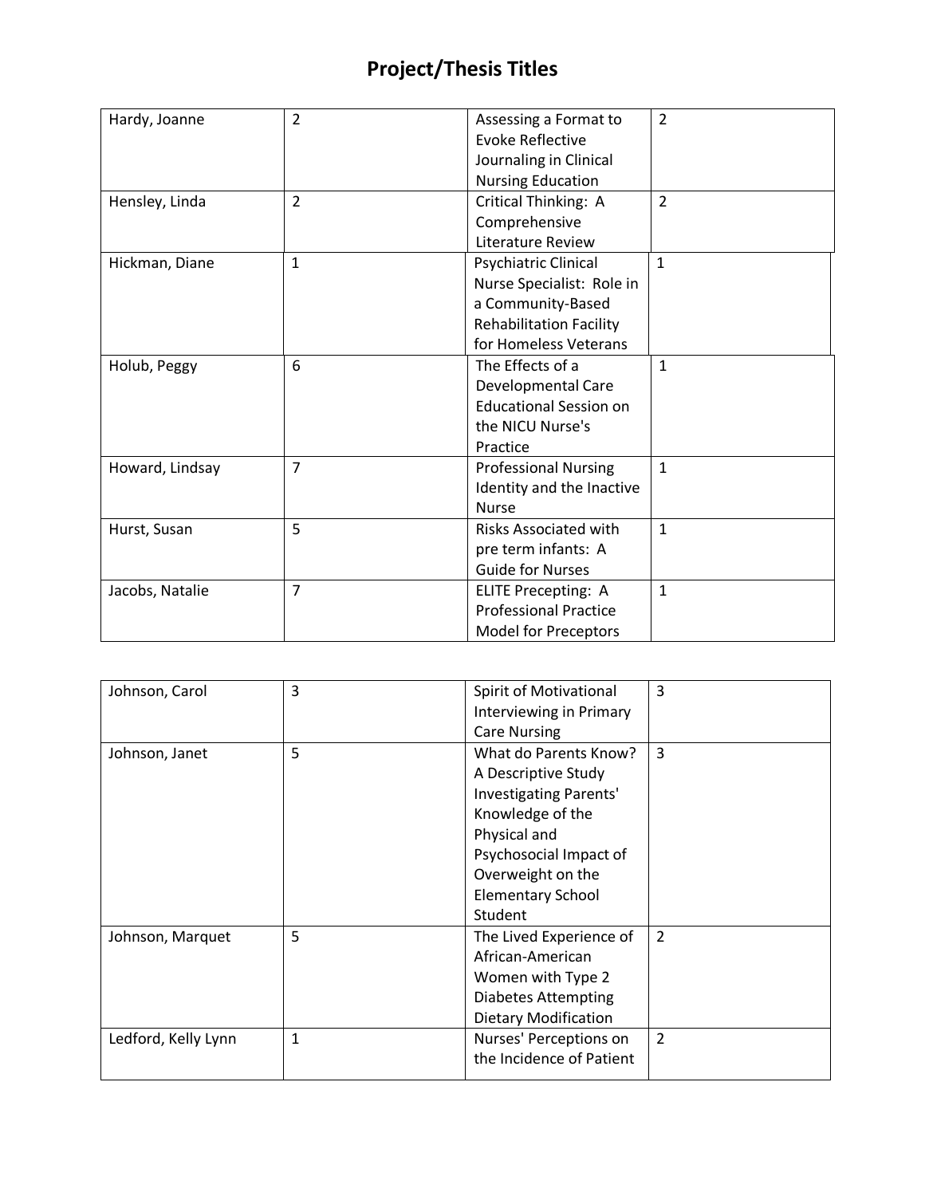# Project/Thesis Titles

| | | | |
|---|---|---|---|
| Hardy, Joanne | 2 | Assessing a Format to Evoke Reflective Journaling in Clinical Nursing Education | 2 |
| Hensley, Linda | 2 | Critical Thinking: A Comprehensive Literature Review | 2 |
| Hickman, Diane | 1 | Psychiatric Clinical Nurse Specialist: Role in a Community-Based Rehabilitation Facility for Homeless Veterans | 1 |
| Holub, Peggy | 6 | The Effects of a Developmental Care Educational Session on the NICU Nurse's Practice | 1 |
| Howard, Lindsay | 7 | Professional Nursing Identity and the Inactive Nurse | 1 |
| Hurst, Susan | 5 | Risks Associated with pre term infants: A Guide for Nurses | 1 |
| Jacobs, Natalie | 7 | ELITE Precepting: A Professional Practice Model for Preceptors | 1 |

| | | | |
|---|---|---|---|
| Johnson, Carol | 3 | Spirit of Motivational Interviewing in Primary Care Nursing | 3 |
| Johnson, Janet | 5 | What do Parents Know? A Descriptive Study Investigating Parents' Knowledge of the Physical and Psychosocial Impact of Overweight on the Elementary School Student | 3 |
| Johnson, Marquet | 5 | The Lived Experience of African-American Women with Type 2 Diabetes Attempting Dietary Modification | 2 |
| Ledford, Kelly Lynn | 1 | Nurses' Perceptions on the Incidence of Patient | 2 |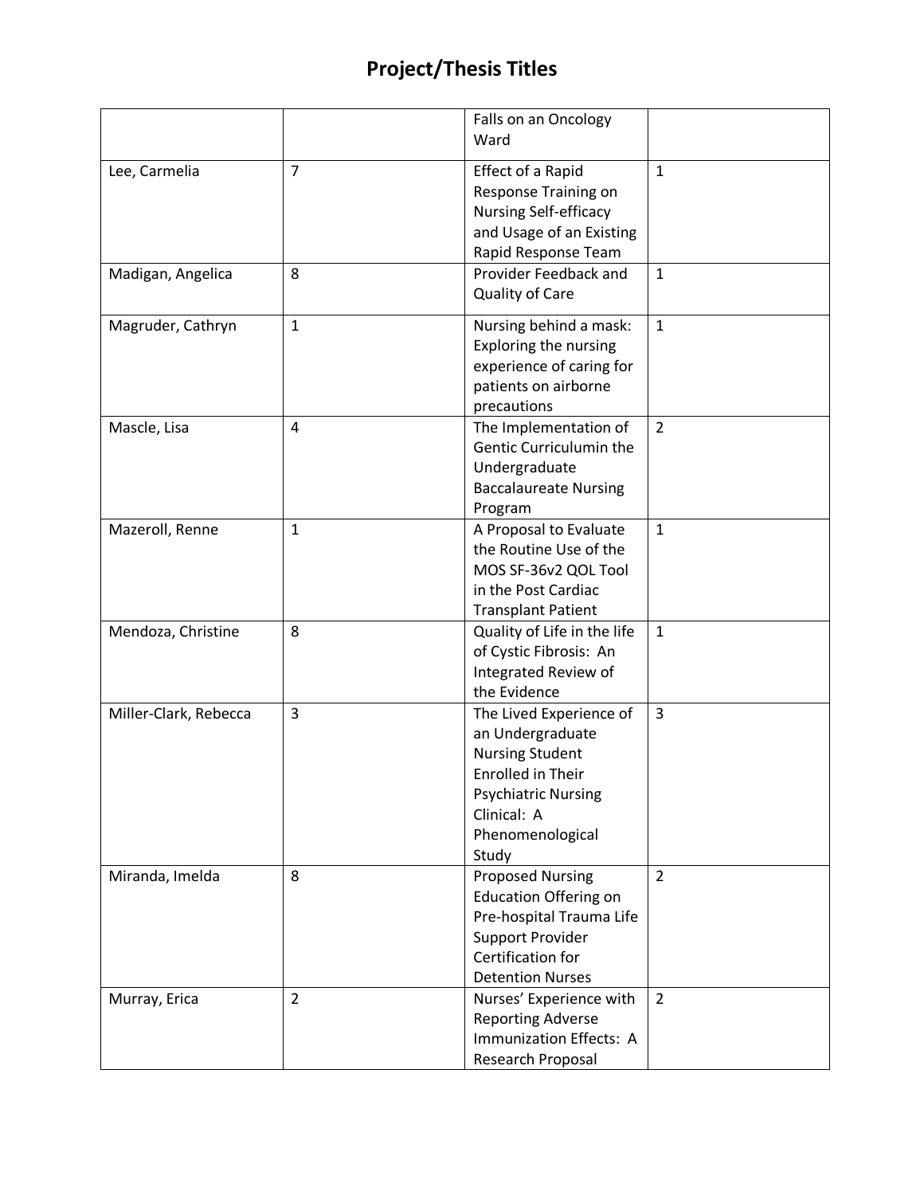# Project/Thesis Titles

| | | | |
|---|---|---|---|
| | | Falls on an Oncology Ward | |
| Lee, Carmelia | 7 | Effect of a Rapid Response Training on Nursing Self-efficacy and Usage of an Existing Rapid Response Team | 1 |
| Madigan, Angelica | 8 | Provider Feedback and Quality of Care | 1 |
| Magruder, Cathryn | 1 | Nursing behind a mask: Exploring the nursing experience of caring for patients on airborne precautions | 1 |
| Mascle, Lisa | 4 | The Implementation of Gentic Curriculumin the Undergraduate Baccalaureate Nursing Program | 2 |
| Mazeroll, Renne | 1 | A Proposal to Evaluate the Routine Use of the MOS SF-36v2 QOL Tool in the Post Cardiac Transplant Patient | 1 |
| Mendoza, Christine | 8 | Quality of Life in the life of Cystic Fibrosis: An Integrated Review of the Evidence | 1 |
| Miller-Clark, Rebecca | 3 | The Lived Experience of an Undergraduate Nursing Student Enrolled in Their Psychiatric Nursing Clinical: A Phenomenological Study | 3 |
| Miranda, Imelda | 8 | Proposed Nursing Education Offering on Pre-hospital Trauma Life Support Provider Certification for Detention Nurses | 2 |
| Murray, Erica | 2 | Nurses' Experience with Reporting Adverse Immunization Effects: A Research Proposal | 2 |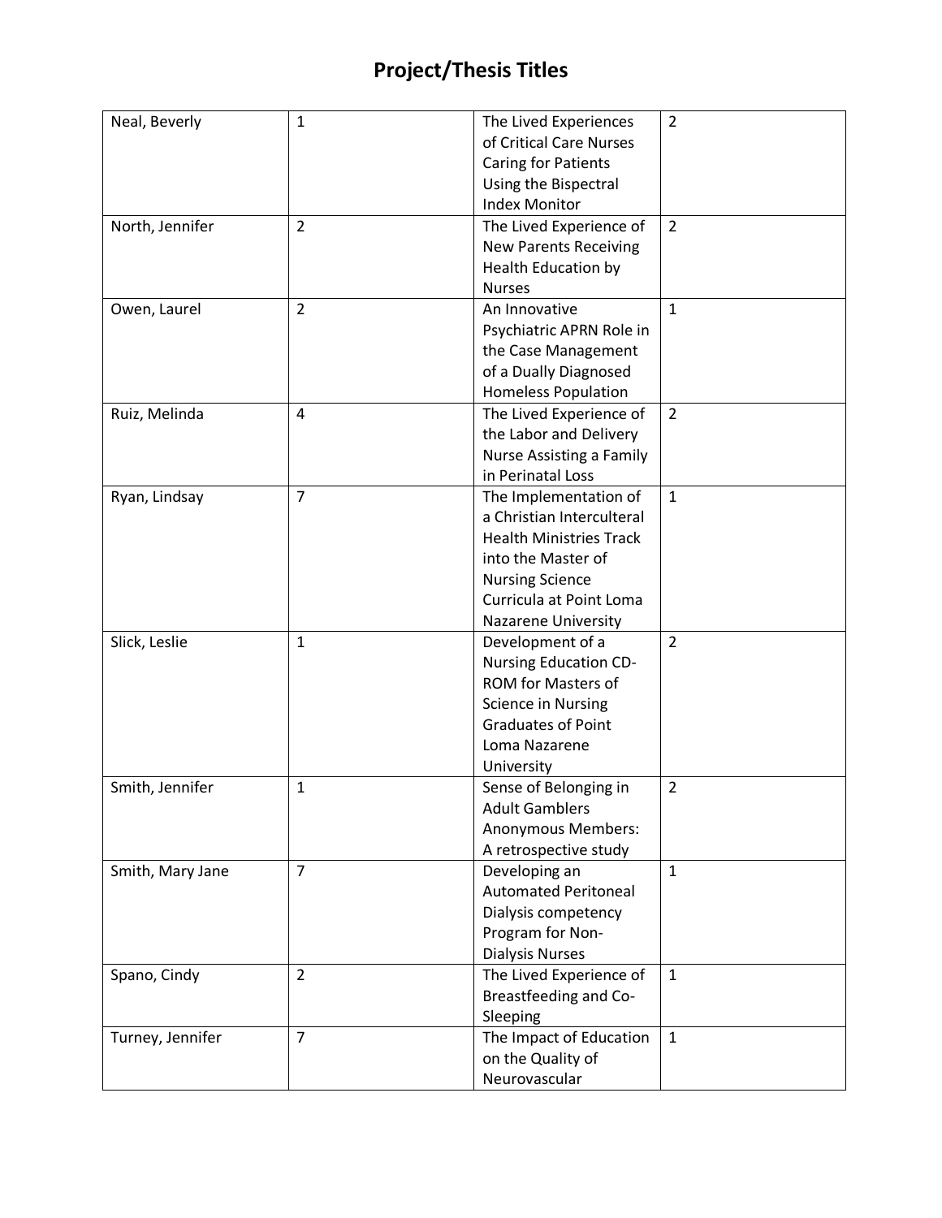# Project/Thesis Titles

| | | | |
|---|---|---|---|
| Neal, Beverly | 1 | The Lived Experiences of Critical Care Nurses Caring for Patients Using the Bispectral Index Monitor | 2 |
| North, Jennifer | 2 | The Lived Experience of New Parents Receiving Health Education by Nurses | 2 |
| Owen, Laurel | 2 | An Innovative Psychiatric APRN Role in the Case Management of a Dually Diagnosed Homeless Population | 1 |
| Ruiz, Melinda | 4 | The Lived Experience of the Labor and Delivery Nurse Assisting a Family in Perinatal Loss | 2 |
| Ryan, Lindsay | 7 | The Implementation of a Christian Interculteral Health Ministries Track into the Master of Nursing Science Curricula at Point Loma Nazarene University | 1 |
| Slick, Leslie | 1 | Development of a Nursing Education CD-ROM for Masters of Science in Nursing Graduates of Point Loma Nazarene University | 2 |
| Smith, Jennifer | 1 | Sense of Belonging in Adult Gamblers Anonymous Members: A retrospective study | 2 |
| Smith, Mary Jane | 7 | Developing an Automated Peritoneal Dialysis competency Program for Non-Dialysis Nurses | 1 |
| Spano, Cindy | 2 | The Lived Experience of Breastfeeding and Co-Sleeping | 1 |
| Turney, Jennifer | 7 | The Impact of Education on the Quality of Neurovascular | 1 |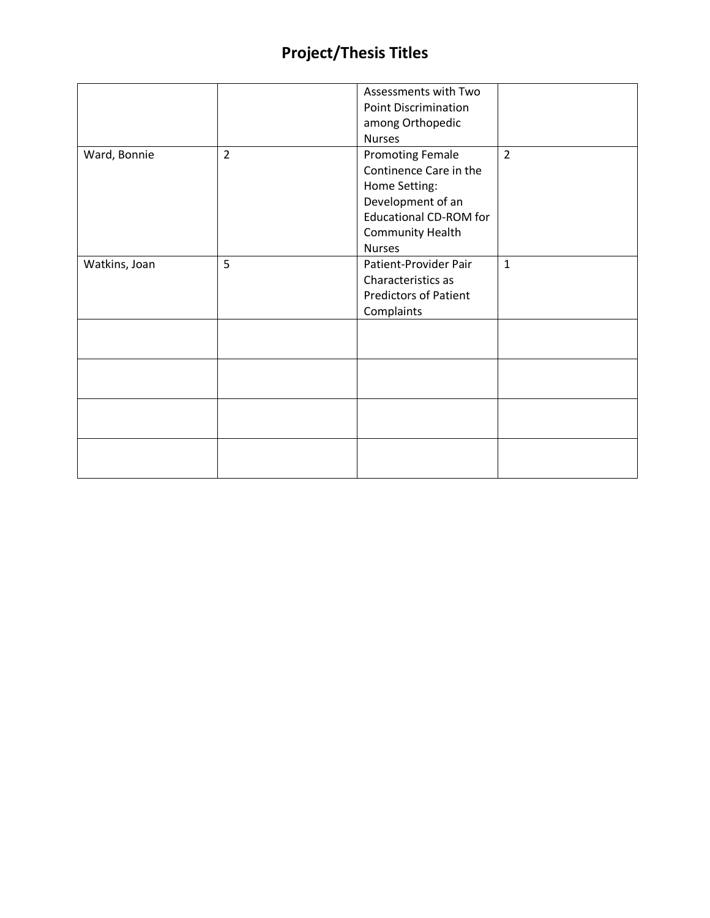# Project/Thesis Titles

| | | | |
|---|---|---|---|
| | | Assessments with Two Point Discrimination among Orthopedic Nurses | |
| Ward, Bonnie | 2 | Promoting Female Continence Care in the Home Setting: Development of an Educational CD-ROM for Community Health Nurses | 2 |
| Watkins, Joan | 5 | Patient-Provider Pair Characteristics as Predictors of Patient Complaints | 1 |
| | | | |
| | | | |
| | | | |
| | | | |